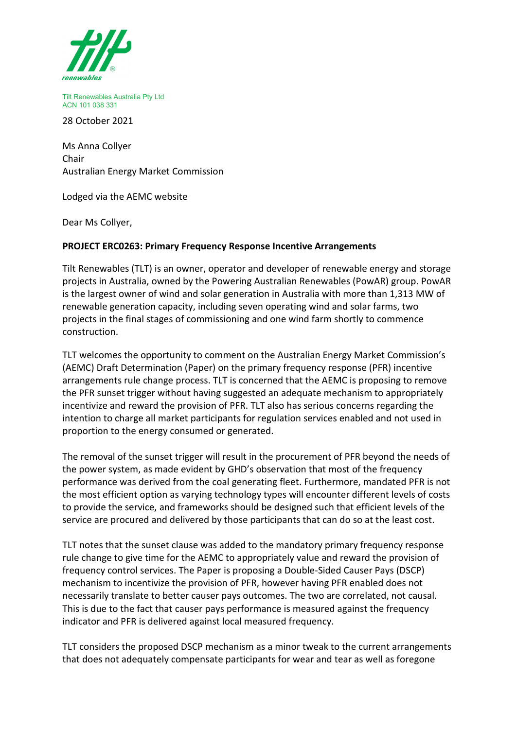Tilt Renewables Australia Pty Ltd
ACN 101 038 331

28 October 2021

Ms Anna Collyer
Chair
Australian Energy Market Commission

Lodged via the AEMC website

Dear Ms Collyer,

**PROJECT ERC0263: Primary Frequency Response Incentive Arrangements**

Tilt Renewables (TLT) is an owner, operator and developer of renewable energy and storage projects in Australia, owned by the Powering Australian Renewables (PowAR) group. PowAR is the largest owner of wind and solar generation in Australia with more than 1,313 MW of renewable generation capacity, including seven operating wind and solar farms, two projects in the final stages of commissioning and one wind farm shortly to commence construction.

TLT welcomes the opportunity to comment on the Australian Energy Market Commission's (AEMC) Draft Determination (Paper) on the primary frequency response (PFR) incentive arrangements rule change process. TLT is concerned that the AEMC is proposing to remove the PFR sunset trigger without having suggested an adequate mechanism to appropriately incentivize and reward the provision of PFR. TLT also has serious concerns regarding the intention to charge all market participants for regulation services enabled and not used in proportion to the energy consumed or generated.

The removal of the sunset trigger will result in the procurement of PFR beyond the needs of the power system, as made evident by GHD's observation that most of the frequency performance was derived from the coal generating fleet. Furthermore, mandated PFR is not the most efficient option as varying technology types will encounter different levels of costs to provide the service, and frameworks should be designed such that efficient levels of the service are procured and delivered by those participants that can do so at the least cost.

TLT notes that the sunset clause was added to the mandatory primary frequency response rule change to give time for the AEMC to appropriately value and reward the provision of frequency control services. The Paper is proposing a Double-Sided Causer Pays (DSCP) mechanism to incentivize the provision of PFR, however having PFR enabled does not necessarily translate to better causer pays outcomes. The two are correlated, not causal. This is due to the fact that causer pays performance is measured against the frequency indicator and PFR is delivered against local measured frequency.

TLT considers the proposed DSCP mechanism as a minor tweak to the current arrangements that does not adequately compensate participants for wear and tear as well as foregone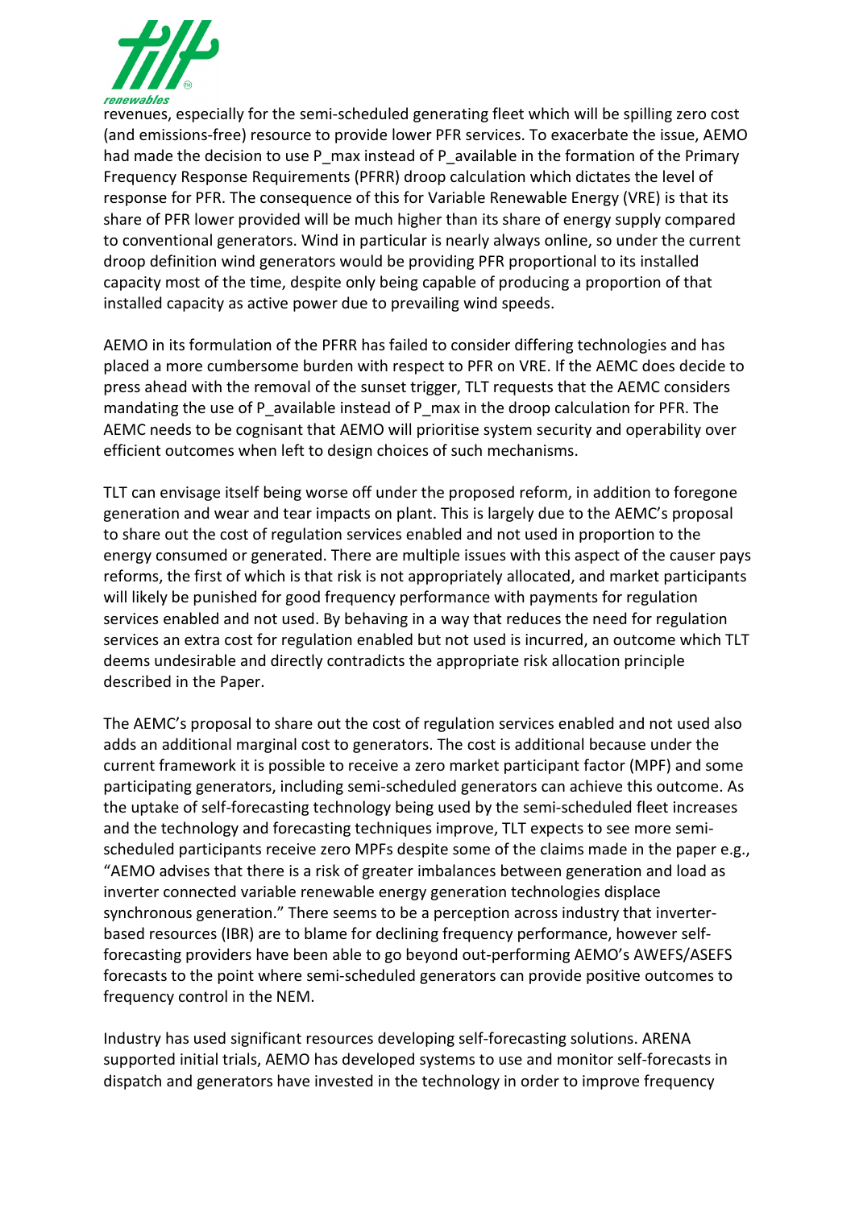revenues, especially for the semi-scheduled generating fleet which will be spilling zero cost (and emissions-free) resource to provide lower PFR services. To exacerbate the issue, AEMO had made the decision to use P_max instead of P_available in the formation of the Primary Frequency Response Requirements (PFRR) droop calculation which dictates the level of response for PFR. The consequence of this for Variable Renewable Energy (VRE) is that its share of PFR lower provided will be much higher than its share of energy supply compared to conventional generators. Wind in particular is nearly always online, so under the current droop definition wind generators would be providing PFR proportional to its installed capacity most of the time, despite only being capable of producing a proportion of that installed capacity as active power due to prevailing wind speeds.

AEMO in its formulation of the PFRR has failed to consider differing technologies and has placed a more cumbersome burden with respect to PFR on VRE. If the AEMC does decide to press ahead with the removal of the sunset trigger, TLT requests that the AEMC considers mandating the use of P_available instead of P_max in the droop calculation for PFR. The AEMC needs to be cognisant that AEMO will prioritise system security and operability over efficient outcomes when left to design choices of such mechanisms.

TLT can envisage itself being worse off under the proposed reform, in addition to foregone generation and wear and tear impacts on plant. This is largely due to the AEMC's proposal to share out the cost of regulation services enabled and not used in proportion to the energy consumed or generated. There are multiple issues with this aspect of the causer pays reforms, the first of which is that risk is not appropriately allocated, and market participants will likely be punished for good frequency performance with payments for regulation services enabled and not used. By behaving in a way that reduces the need for regulation services an extra cost for regulation enabled but not used is incurred, an outcome which TLT deems undesirable and directly contradicts the appropriate risk allocation principle described in the Paper.

The AEMC's proposal to share out the cost of regulation services enabled and not used also adds an additional marginal cost to generators. The cost is additional because under the current framework it is possible to receive a zero market participant factor (MPF) and some participating generators, including semi-scheduled generators can achieve this outcome. As the uptake of self-forecasting technology being used by the semi-scheduled fleet increases and the technology and forecasting techniques improve, TLT expects to see more semi-scheduled participants receive zero MPFs despite some of the claims made in the paper e.g., "AEMO advises that there is a risk of greater imbalances between generation and load as inverter connected variable renewable energy generation technologies displace synchronous generation." There seems to be a perception across industry that inverter-based resources (IBR) are to blame for declining frequency performance, however self-forecasting providers have been able to go beyond out-performing AEMO's AWEFS/ASEFS forecasts to the point where semi-scheduled generators can provide positive outcomes to frequency control in the NEM.

Industry has used significant resources developing self-forecasting solutions. ARENA supported initial trials, AEMO has developed systems to use and monitor self-forecasts in dispatch and generators have invested in the technology in order to improve frequency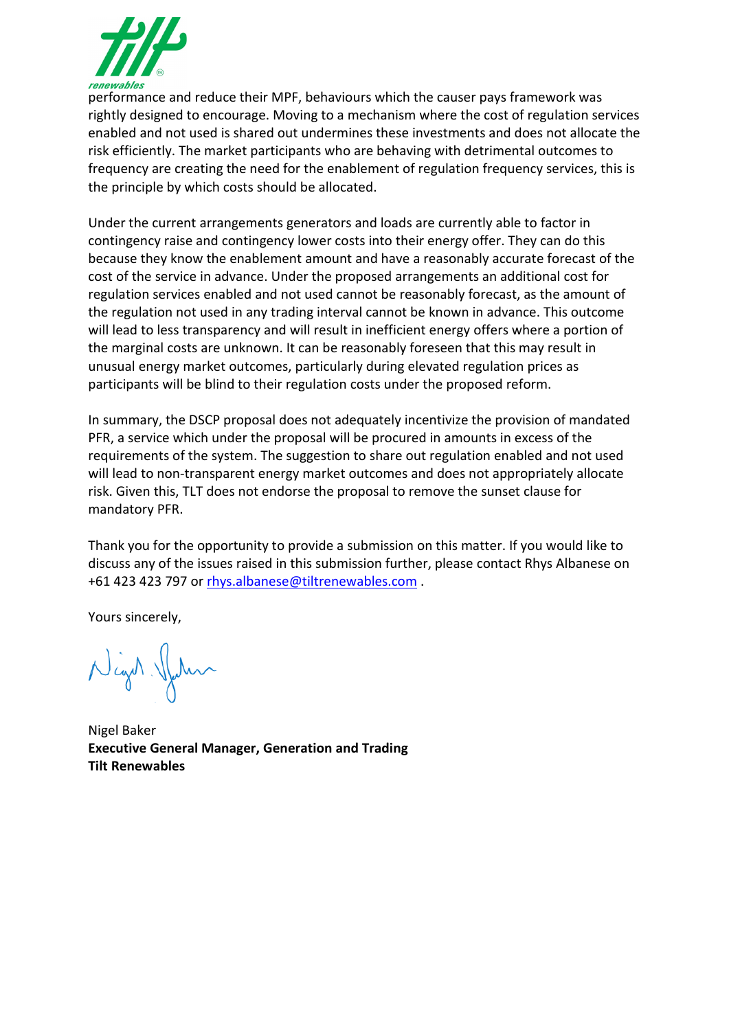performance and reduce their MPF, behaviours which the causer pays framework was rightly designed to encourage. Moving to a mechanism where the cost of regulation services enabled and not used is shared out undermines these investments and does not allocate the risk efficiently. The market participants who are behaving with detrimental outcomes to frequency are creating the need for the enablement of regulation frequency services, this is the principle by which costs should be allocated.

Under the current arrangements generators and loads are currently able to factor in contingency raise and contingency lower costs into their energy offer. They can do this because they know the enablement amount and have a reasonably accurate forecast of the cost of the service in advance. Under the proposed arrangements an additional cost for regulation services enabled and not used cannot be reasonably forecast, as the amount of the regulation not used in any trading interval cannot be known in advance. This outcome will lead to less transparency and will result in inefficient energy offers where a portion of the marginal costs are unknown. It can be reasonably foreseen that this may result in unusual energy market outcomes, particularly during elevated regulation prices as participants will be blind to their regulation costs under the proposed reform.

In summary, the DSCP proposal does not adequately incentivize the provision of mandated PFR, a service which under the proposal will be procured in amounts in excess of the requirements of the system. The suggestion to share out regulation enabled and not used will lead to non-transparent energy market outcomes and does not appropriately allocate risk. Given this, TLT does not endorse the proposal to remove the sunset clause for mandatory PFR.

Thank you for the opportunity to provide a submission on this matter. If you would like to discuss any of the issues raised in this submission further, please contact Rhys Albanese on +61 423 423 797 or rhys.albanese@tiltrenewables.com .

Yours sincerely,

Nigel Baker
**Executive General Manager, Generation and Trading**
**Tilt Renewables**